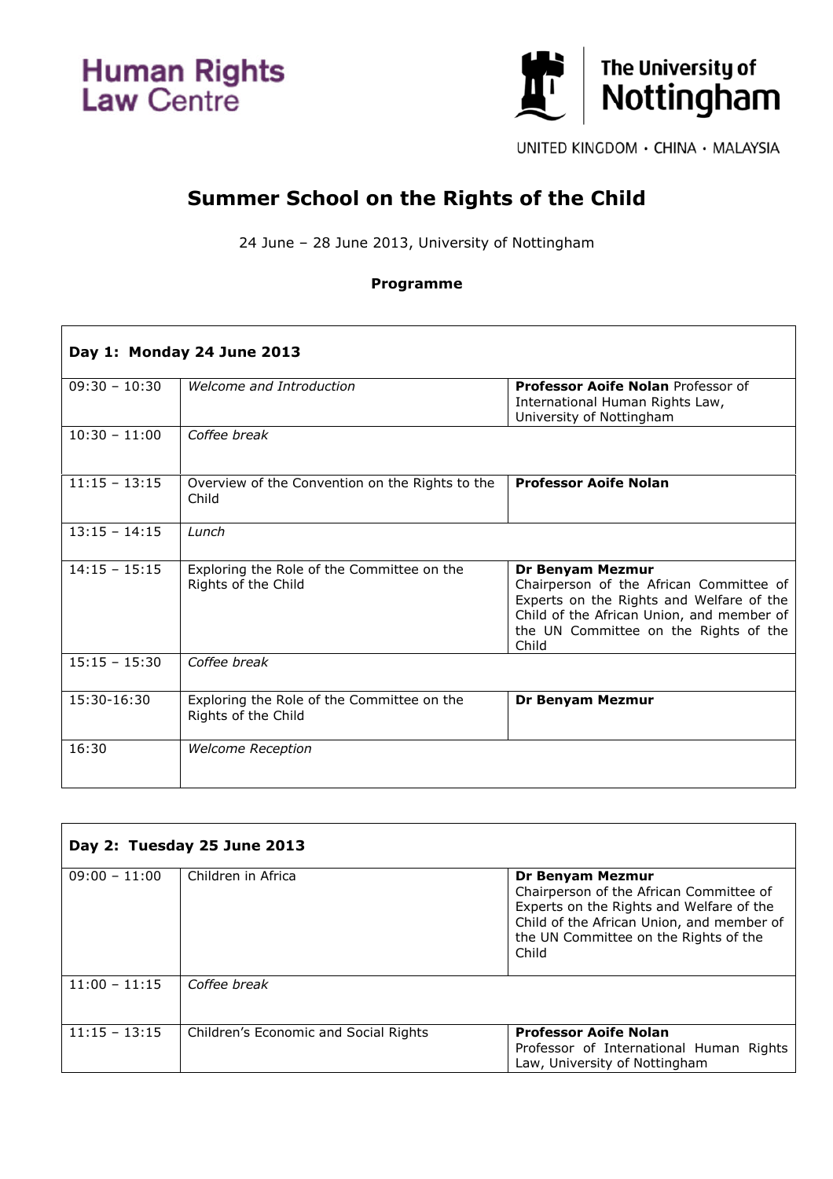Human Rights Law Centre

The University of Nottingham

UNITED KINGDOM · CHINA · MALAYSIA

# Summer School on the Rights of the Child

24 June – 28 June 2013, University of Nottingham

**Programme**

| **Day 1: Monday 24 June 2013** | | |
|---|---|---|
| 09:30 – 10:30 | *Welcome and Introduction* | **Professor Aoife Nolan** Professor of International Human Rights Law, University of Nottingham |
| 10:30 – 11:00 | *Coffee break* | |
| 11:15 – 13:15 | Overview of the Convention on the Rights to the Child | **Professor Aoife Nolan** |
| 13:15 – 14:15 | *Lunch* | |
| 14:15 – 15:15 | Exploring the Role of the Committee on the Rights of the Child | **Dr Benyam Mezmur** Chairperson of the African Committee of Experts on the Rights and Welfare of the Child of the African Union, and member of the UN Committee on the Rights of the Child |
| 15:15 – 15:30 | *Coffee break* | |
| 15:30-16:30 | Exploring the Role of the Committee on the Rights of the Child | **Dr Benyam Mezmur** |
| 16:30 | *Welcome Reception* | |

| **Day 2: Tuesday 25 June 2013** | | |
|---|---|---|
| 09:00 – 11:00 | Children in Africa | **Dr Benyam Mezmur** Chairperson of the African Committee of Experts on the Rights and Welfare of the Child of the African Union, and member of the UN Committee on the Rights of the Child |
| 11:00 – 11:15 | *Coffee break* | |
| 11:15 – 13:15 | Children's Economic and Social Rights | **Professor Aoife Nolan** Professor of International Human Rights Law, University of Nottingham |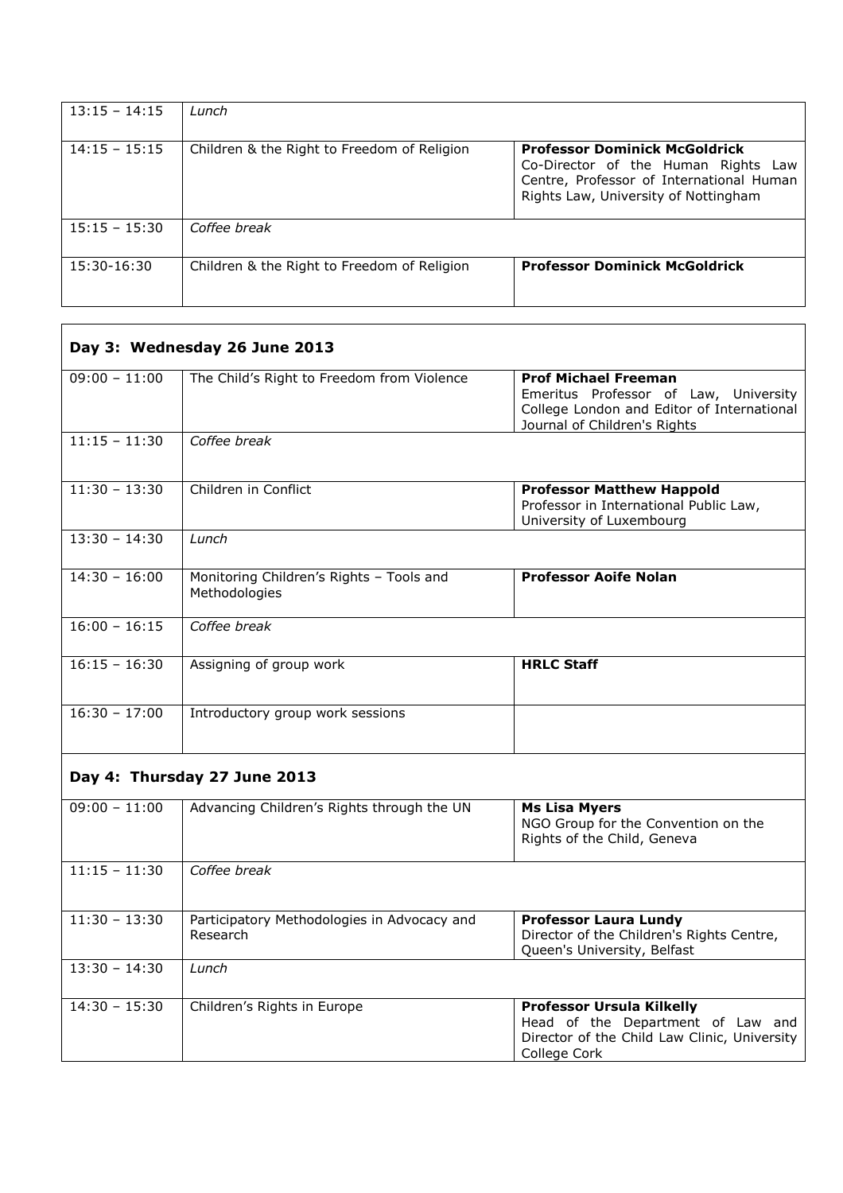| | | |
|---|---|---|
| 13:15 – 14:15 | *Lunch* | |
| 14:15 – 15:15 | Children & the Right to Freedom of Religion | **Professor Dominick McGoldrick** Co-Director of the Human Rights Law Centre, Professor of International Human Rights Law, University of Nottingham |
| 15:15 – 15:30 | *Coffee break* | |
| 15:30-16:30 | Children & the Right to Freedom of Religion | **Professor Dominick McGoldrick** |

**Day 3: Wednesday 26 June 2013**

| | | |
|---|---|---|
| 09:00 – 11:00 | The Child's Right to Freedom from Violence | **Prof Michael Freeman** Emeritus Professor of Law, University College London and Editor of International Journal of Children's Rights |
| 11:15 – 11:30 | *Coffee break* | |
| 11:30 – 13:30 | Children in Conflict | **Professor Matthew Happold** Professor in International Public Law, University of Luxembourg |
| 13:30 – 14:30 | *Lunch* | |
| 14:30 – 16:00 | Monitoring Children's Rights – Tools and Methodologies | **Professor Aoife Nolan** |
| 16:00 – 16:15 | *Coffee break* | |
| 16:15 – 16:30 | Assigning of group work | **HRLC Staff** |
| 16:30 – 17:00 | Introductory group work sessions | |

**Day 4: Thursday 27 June 2013**

| | | |
|---|---|---|
| 09:00 – 11:00 | Advancing Children's Rights through the UN | **Ms Lisa Myers** NGO Group for the Convention on the Rights of the Child, Geneva |
| 11:15 – 11:30 | *Coffee break* | |
| 11:30 – 13:30 | Participatory Methodologies in Advocacy and Research | **Professor Laura Lundy** Director of the Children's Rights Centre, Queen's University, Belfast |
| 13:30 – 14:30 | *Lunch* | |
| 14:30 – 15:30 | Children's Rights in Europe | **Professor Ursula Kilkelly** Head of the Department of Law and Director of the Child Law Clinic, University College Cork |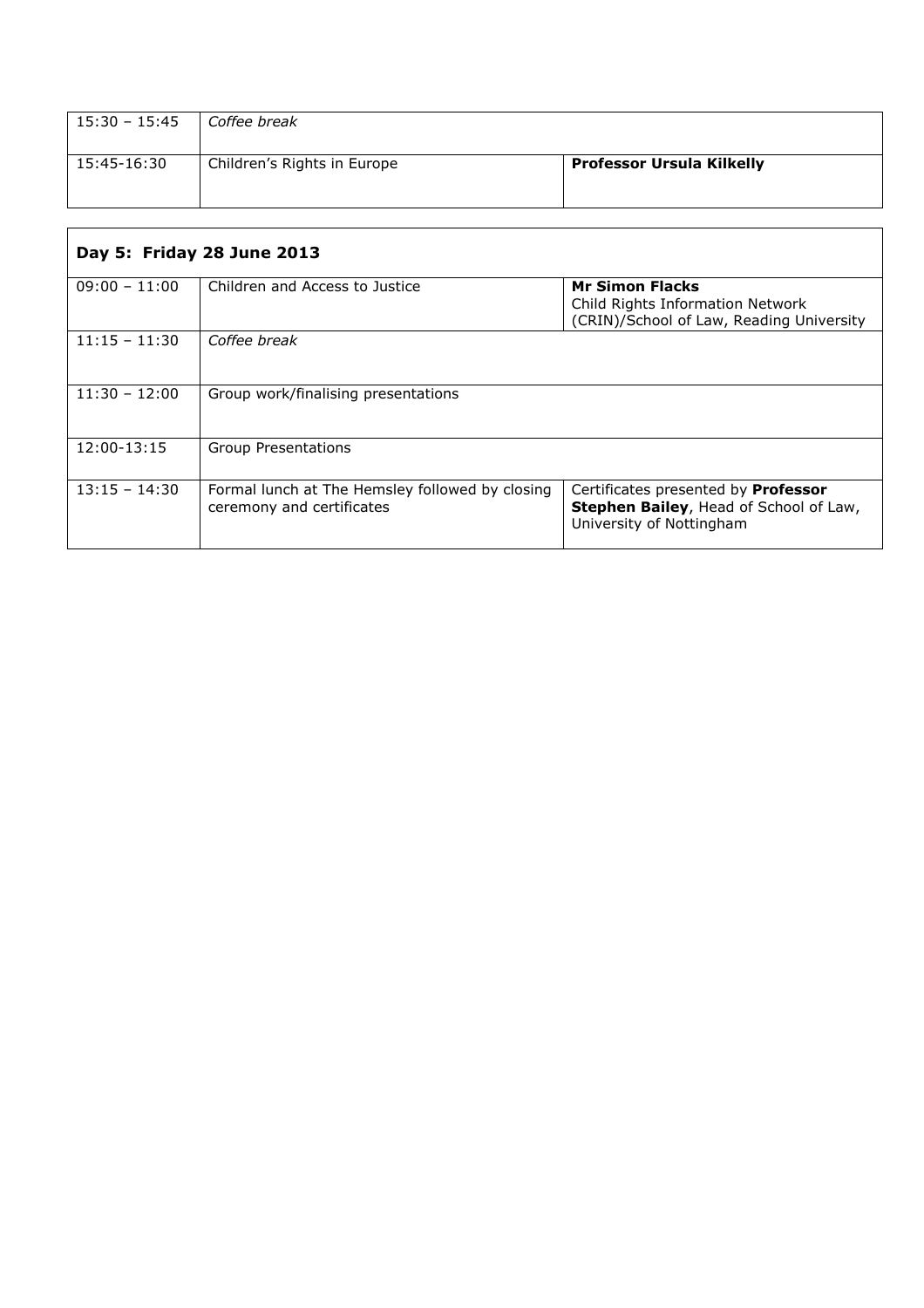| | | |
|---|---|---|
| 15:30 – 15:45 | *Coffee break* | |
| 15:45-16:30 | Children's Rights in Europe | **Professor Ursula Kilkelly** |

| **Day 5: Friday 28 June 2013** | | |
|---|---|---|
| 09:00 – 11:00 | Children and Access to Justice | **Mr Simon Flacks** Child Rights Information Network (CRIN)/School of Law, Reading University |
| 11:15 – 11:30 | *Coffee break* | |
| 11:30 – 12:00 | Group work/finalising presentations | |
| 12:00-13:15 | Group Presentations | |
| 13:15 – 14:30 | Formal lunch at The Hemsley followed by closing ceremony and certificates | Certificates presented by **Professor Stephen Bailey**, Head of School of Law, University of Nottingham |